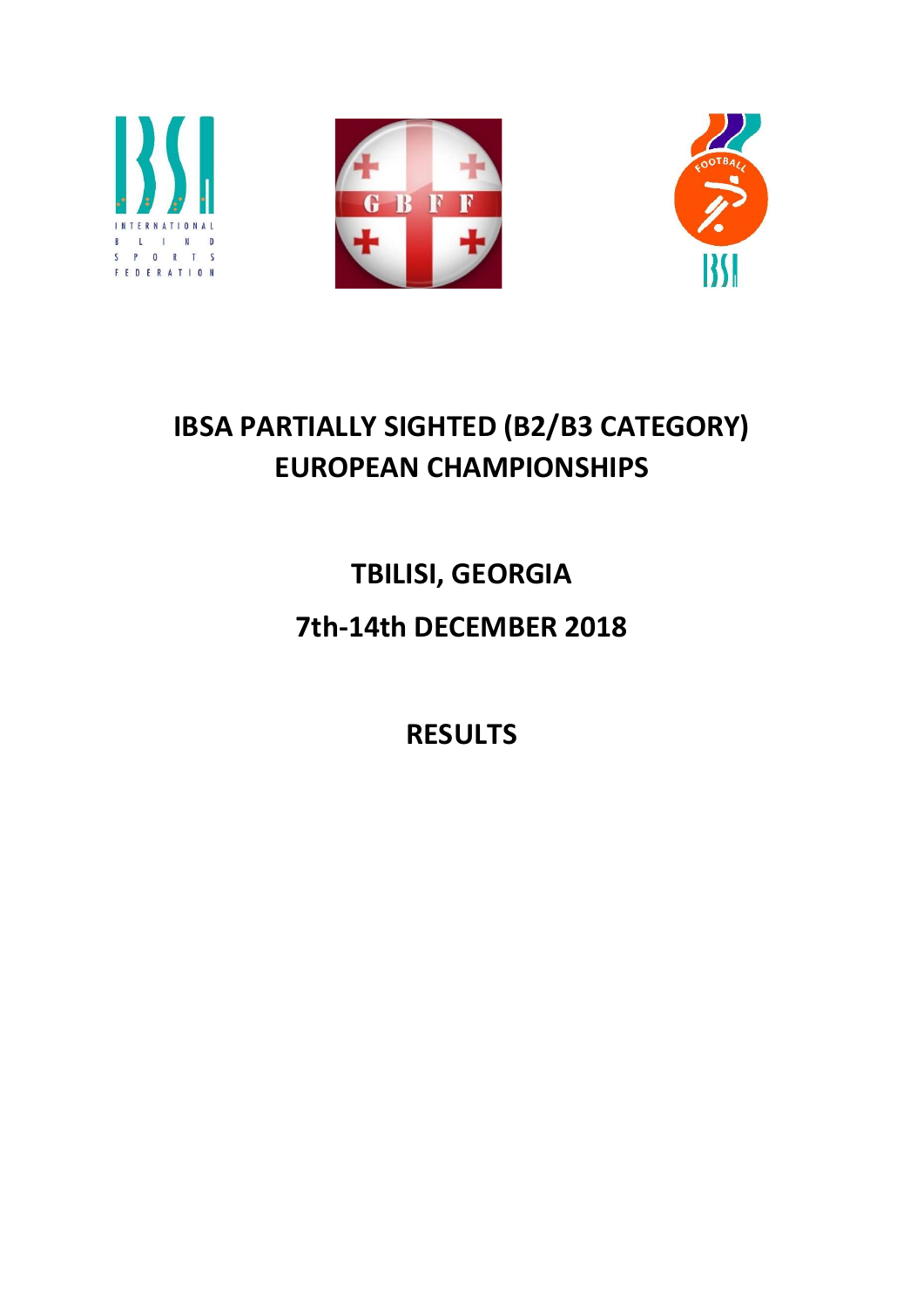# IBSA PARTIALLY SIGHTED (B2/B3 CATEGORY) EUROPEAN CHAMPIONSHIPS

## TBILISI, GEORGIA

## 7th-14th DECEMBER 2018

## RESULTS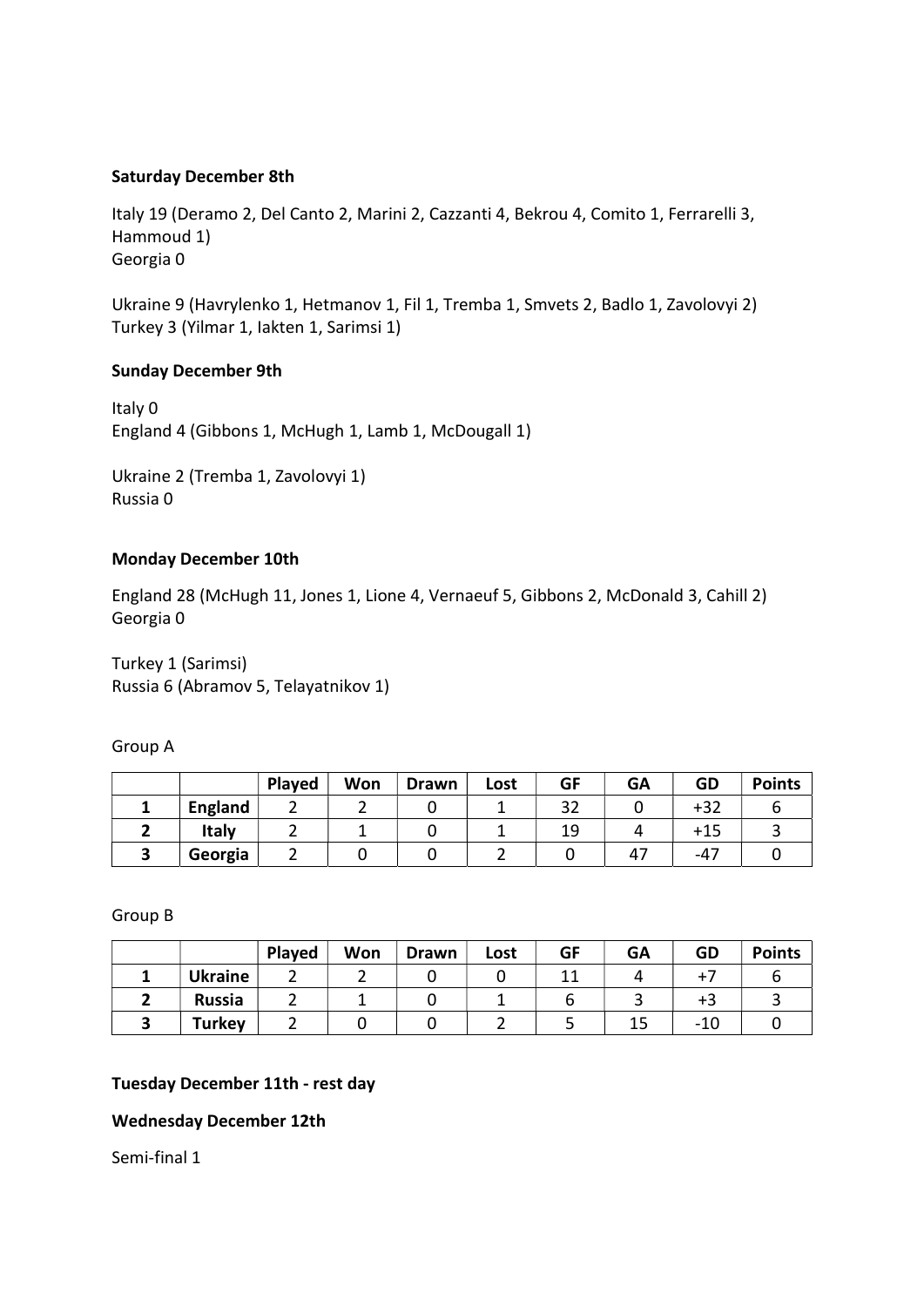**Saturday December 8th**

Italy 19 (Deramo 2, Del Canto 2, Marini 2, Cazzanti 4, Bekrou 4, Comito 1, Ferrarelli 3, Hammoud 1)
Georgia 0

Ukraine 9 (Havrylenko 1, Hetmanov 1, Fil 1, Tremba 1, Smvets 2, Badlo 1, Zavolovyi 2)
Turkey 3 (Yilmar 1, Iakten 1, Sarimsi 1)

**Sunday December 9th**

Italy 0
England 4 (Gibbons 1, McHugh 1, Lamb 1, McDougall 1)

Ukraine 2 (Tremba 1, Zavolovyi 1)
Russia 0

**Monday December 10th**

England 28 (McHugh 11, Jones 1, Lione 4, Vernaeuf 5, Gibbons 2, McDonald 3, Cahill 2)
Georgia 0

Turkey 1 (Sarimsi)
Russia 6 (Abramov 5, Telayatnikov 1)

Group A

| | | Played | Won | Drawn | Lost | GF | GA | GD | Points |
|---|---|---|---|---|---|---|---|---|---|
| 1 | **England** | 2 | 2 | 0 | 1 | 32 | 0 | +32 | 6 |
| 2 | **Italy** | 2 | 1 | 0 | 1 | 19 | 4 | +15 | 3 |
| 3 | **Georgia** | 2 | 0 | 0 | 2 | 0 | 47 | -47 | 0 |

Group B

| | | Played | Won | Drawn | Lost | GF | GA | GD | Points |
|---|---|---|---|---|---|---|---|---|---|
| 1 | **Ukraine** | 2 | 2 | 0 | 0 | 11 | 4 | +7 | 6 |
| 2 | **Russia** | 2 | 1 | 0 | 1 | 6 | 3 | +3 | 3 |
| 3 | **Turkey** | 2 | 0 | 0 | 2 | 5 | 15 | -10 | 0 |

**Tuesday December 11th - rest day**

**Wednesday December 12th**

Semi-final 1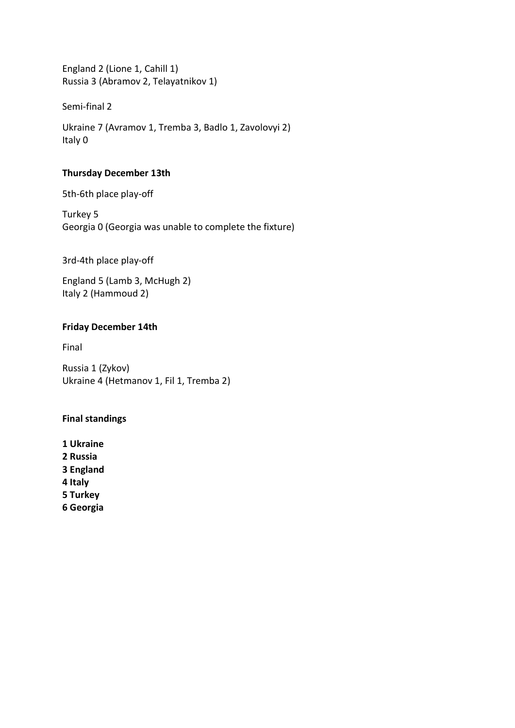England 2 (Lione 1, Cahill 1)
Russia 3 (Abramov 2, Telayatnikov 1)

Semi-final 2

Ukraine 7 (Avramov 1, Tremba 3, Badlo 1, Zavolovyi 2)
Italy 0

**Thursday December 13th**

5th-6th place play-off

Turkey 5
Georgia 0 (Georgia was unable to complete the fixture)

3rd-4th place play-off

England 5 (Lamb 3, McHugh 2)
Italy 2 (Hammoud 2)

**Friday December 14th**

Final

Russia 1 (Zykov)
Ukraine 4 (Hetmanov 1, Fil 1, Tremba 2)

**Final standings**

**1 Ukraine**
**2 Russia**
**3 England**
**4 Italy**
**5 Turkey**
**6 Georgia**